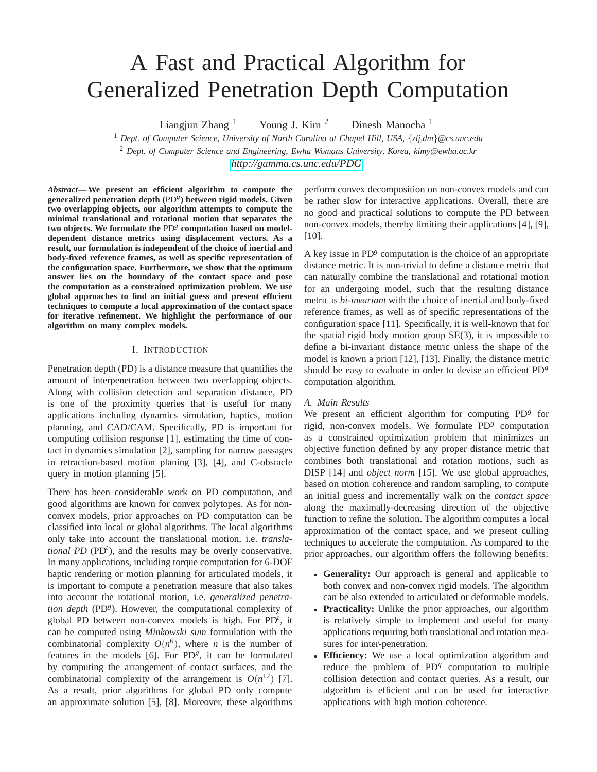# A Fast and Practical Algorithm for Generalized Penetration Depth Computation

Liangjun Zhang [1] Young J. Kim [2] Dinesh Manocha [1]

[1] *Dept. of Computer Science, University of North Carolina at Chapel Hill, USA, {zlj,dm}@cs.unc.edu*

[2] *Dept. of Computer Science and Engineering, Ewha Womans University, Korea, kimy@ewha.ac.kr*

*http://gamma.cs.unc.edu/PDG*

***Abstract*— We present an efficient algorithm to compute the generalized penetration depth ($\mathrm{PD}^g$) between rigid models. Given two overlapping objects, our algorithm attempts to compute the minimal translational and rotational motion that separates the two objects. We formulate the $\mathrm{PD}^g$ computation based on model-dependent distance metrics using displacement vectors. As a result, our formulation is independent of the choice of inertial and body-fixed reference frames, as well as specific representation of the configuration space. Furthermore, we show that the optimum answer lies on the boundary of the contact space and pose the computation as a constrained optimization problem. We use global approaches to find an initial guess and present efficient techniques to compute a local approximation of the contact space for iterative refinement. We highlight the performance of our algorithm on many complex models.**

## I. Introduction

Penetration depth (PD) is a distance measure that quantifies the amount of interpenetration between two overlapping objects. Along with collision detection and separation distance, PD is one of the proximity queries that is useful for many applications including dynamics simulation, haptics, motion planning, and CAD/CAM. Specifically, PD is important for computing collision response [1], estimating the time of contact in dynamics simulation [2], sampling for narrow passages in retraction-based motion planing [3], [4], and C-obstacle query in motion planning [5].

There has been considerable work on PD computation, and good algorithms are known for convex polytopes. As for non-convex models, prior approaches on PD computation can be classified into local or global algorithms. The local algorithms only take into account the translational motion, i.e. *translational PD* ($\mathrm{PD}^t$), and the results may be overly conservative. In many applications, including torque computation for 6-DOF haptic rendering or motion planning for articulated models, it is important to compute a penetration measure that also takes into account the rotational motion, i.e. *generalized penetration depth* ($\mathrm{PD}^g$). However, the computational complexity of global PD between non-convex models is high. For $\mathrm{PD}^t$, it can be computed using *Minkowski sum* formulation with the combinatorial complexity $O(n^6)$, where $n$ is the number of features in the models [6]. For $\mathrm{PD}^g$, it can be formulated by computing the arrangement of contact surfaces, and the combinatorial complexity of the arrangement is $O(n^{12})$ [7]. As a result, prior algorithms for global PD only compute an approximate solution [5], [8]. Moreover, these algorithms perform convex decomposition on non-convex models and can be rather slow for interactive applications. Overall, there are no good and practical solutions to compute the PD between non-convex models, thereby limiting their applications [4], [9], [10].

A key issue in $\mathrm{PD}^g$ computation is the choice of an appropriate distance metric. It is non-trivial to define a distance metric that can naturally combine the translational and rotational motion for an undergoing model, such that the resulting distance metric is *bi-invariant* with the choice of inertial and body-fixed reference frames, as well as of specific representations of the configuration space [11]. Specifically, it is well-known that for the spatial rigid body motion group SE(3), it is impossible to define a bi-invariant distance metric unless the shape of the model is known a priori [12], [13]. Finally, the distance metric should be easy to evaluate in order to devise an efficient $\mathrm{PD}^g$ computation algorithm.

### A. Main Results

We present an efficient algorithm for computing $\mathrm{PD}^g$ for rigid, non-convex models. We formulate $\mathrm{PD}^g$ computation as a constrained optimization problem that minimizes an objective function defined by any proper distance metric that combines both translational and rotation motions, such as DISP [14] and *object norm* [15]. We use global approaches, based on motion coherence and random sampling, to compute an initial guess and incrementally walk on the *contact space* along the maximally-decreasing direction of the objective function to refine the solution. The algorithm computes a local approximation of the contact space, and we present culling techniques to accelerate the computation. As compared to the prior approaches, our algorithm offers the following benefits:

- **Generality:** Our approach is general and applicable to both convex and non-convex rigid models. The algorithm can be also extended to articulated or deformable models.
- **Practicality:** Unlike the prior approaches, our algorithm is relatively simple to implement and useful for many applications requiring both translational and rotation measures for inter-penetration.
- **Efficiency:** We use a local optimization algorithm and reduce the problem of $\mathrm{PD}^g$ computation to multiple collision detection and contact queries. As a result, our algorithm is efficient and can be used for interactive applications with high motion coherence.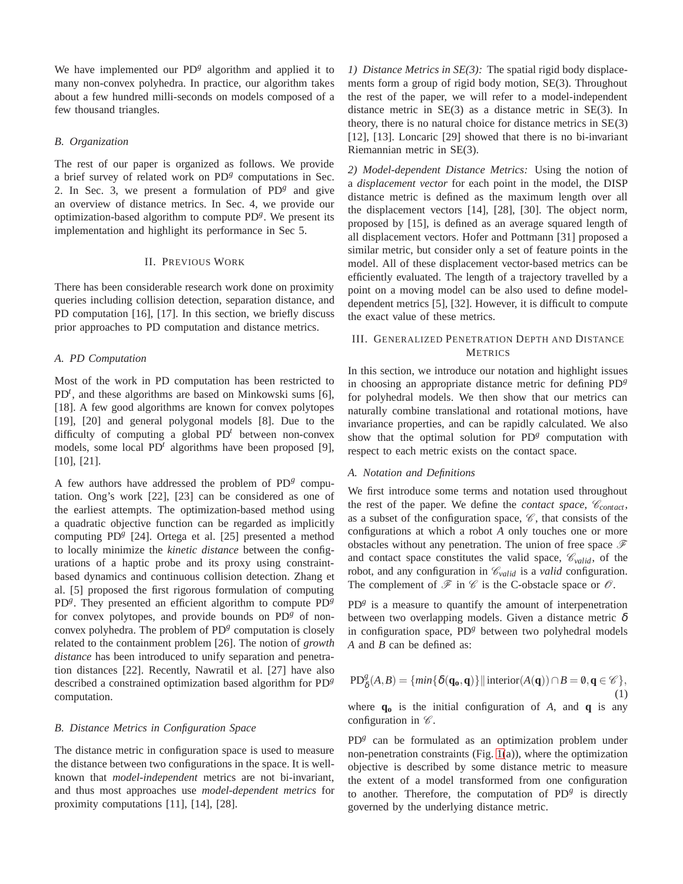We have implemented our PD$^g$ algorithm and applied it to many non-convex polyhedra. In practice, our algorithm takes about a few hundred milli-seconds on models composed of a few thousand triangles.

### B. Organization

The rest of our paper is organized as follows. We provide a brief survey of related work on PD$^g$ computations in Sec. 2. In Sec. 3, we present a formulation of PD$^g$ and give an overview of distance metrics. In Sec. 4, we provide our optimization-based algorithm to compute PD$^g$. We present its implementation and highlight its performance in Sec 5.

## II. Previous Work

There has been considerable research work done on proximity queries including collision detection, separation distance, and PD computation [16], [17]. In this section, we briefly discuss prior approaches to PD computation and distance metrics.

### A. PD Computation

Most of the work in PD computation has been restricted to PD$^t$, and these algorithms are based on Minkowski sums [6], [18]. A few good algorithms are known for convex polytopes [19], [20] and general polygonal models [8]. Due to the difficulty of computing a global PD$^t$ between non-convex models, some local PD$^t$ algorithms have been proposed [9], [10], [21].

A few authors have addressed the problem of PD$^g$ computation. Ong's work [22], [23] can be considered as one of the earliest attempts. The optimization-based method using a quadratic objective function can be regarded as implicitly computing PD$^g$ [24]. Ortega et al. [25] presented a method to locally minimize the *kinetic distance* between the configurations of a haptic probe and its proxy using constraint-based dynamics and continuous collision detection. Zhang et al. [5] proposed the first rigorous formulation of computing PD$^g$. They presented an efficient algorithm to compute PD$^g$ for convex polytopes, and provide bounds on PD$^g$ of non-convex polyhedra. The problem of PD$^g$ computation is closely related to the containment problem [26]. The notion of *growth distance* has been introduced to unify separation and penetration distances [22]. Recently, Nawratil et al. [27] have also described a constrained optimization based algorithm for PD$^g$ computation.

### B. Distance Metrics in Configuration Space

The distance metric in configuration space is used to measure the distance between two configurations in the space. It is well-known that *model-independent* metrics are not bi-invariant, and thus most approaches use *model-dependent metrics* for proximity computations [11], [14], [28].

*1) Distance Metrics in SE(3):* The spatial rigid body displacements form a group of rigid body motion, SE(3). Throughout the rest of the paper, we will refer to a model-independent distance metric in SE(3) as a distance metric in SE(3). In theory, there is no natural choice for distance metrics in SE(3) [12], [13]. Loncaric [29] showed that there is no bi-invariant Riemannian metric in SE(3).

*2) Model-dependent Distance Metrics:* Using the notion of a *displacement vector* for each point in the model, the DISP distance metric is defined as the maximum length over all the displacement vectors [14], [28], [30]. The object norm, proposed by [15], is defined as an average squared length of all displacement vectors. Hofer and Pottmann [31] proposed a similar metric, but consider only a set of feature points in the model. All of these displacement vector-based metrics can be efficiently evaluated. The length of a trajectory travelled by a point on a moving model can be also used to define model-dependent metrics [5], [32]. However, it is difficult to compute the exact value of these metrics.

## III. Generalized Penetration Depth and Distance Metrics

In this section, we introduce our notation and highlight issues in choosing an appropriate distance metric for defining PD$^g$ for polyhedral models. We then show that our metrics can naturally combine translational and rotational motions, have invariance properties, and can be rapidly calculated. We also show that the optimal solution for PD$^g$ computation with respect to each metric exists on the contact space.

### A. Notation and Definitions

We first introduce some terms and notation used throughout the rest of the paper. We define the *contact space*, $\mathscr{C}_{contact}$, as a subset of the configuration space, $\mathscr{C}$, that consists of the configurations at which a robot $A$ only touches one or more obstacles without any penetration. The union of free space $\mathscr{F}$ and contact space constitutes the valid space, $\mathscr{C}_{valid}$, of the robot, and any configuration in $\mathscr{C}_{valid}$ is a *valid* configuration. The complement of $\mathscr{F}$ in $\mathscr{C}$ is the C-obstacle space or $\mathscr{O}$.

PD$^g$ is a measure to quantify the amount of interpenetration between two overlapping models. Given a distance metric $\delta$ in configuration space, PD$^g$ between two polyhedral models $A$ and $B$ can be defined as:

$$\mathrm{PD}^g_\delta(A,B) = \{min\{\delta(\mathbf{q_o},\mathbf{q})\} \| \,\mathrm{interior}(A(\mathbf{q})) \cap B = \emptyset, \mathbf{q} \in \mathscr{C}\}, \tag{1}$$

where $\mathbf{q_o}$ is the initial configuration of $A$, and $\mathbf{q}$ is any configuration in $\mathscr{C}$.

PD$^g$ can be formulated as an optimization problem under non-penetration constraints (Fig. 1(a)), where the optimization objective is described by some distance metric to measure the extent of a model transformed from one configuration to another. Therefore, the computation of PD$^g$ is directly governed by the underlying distance metric.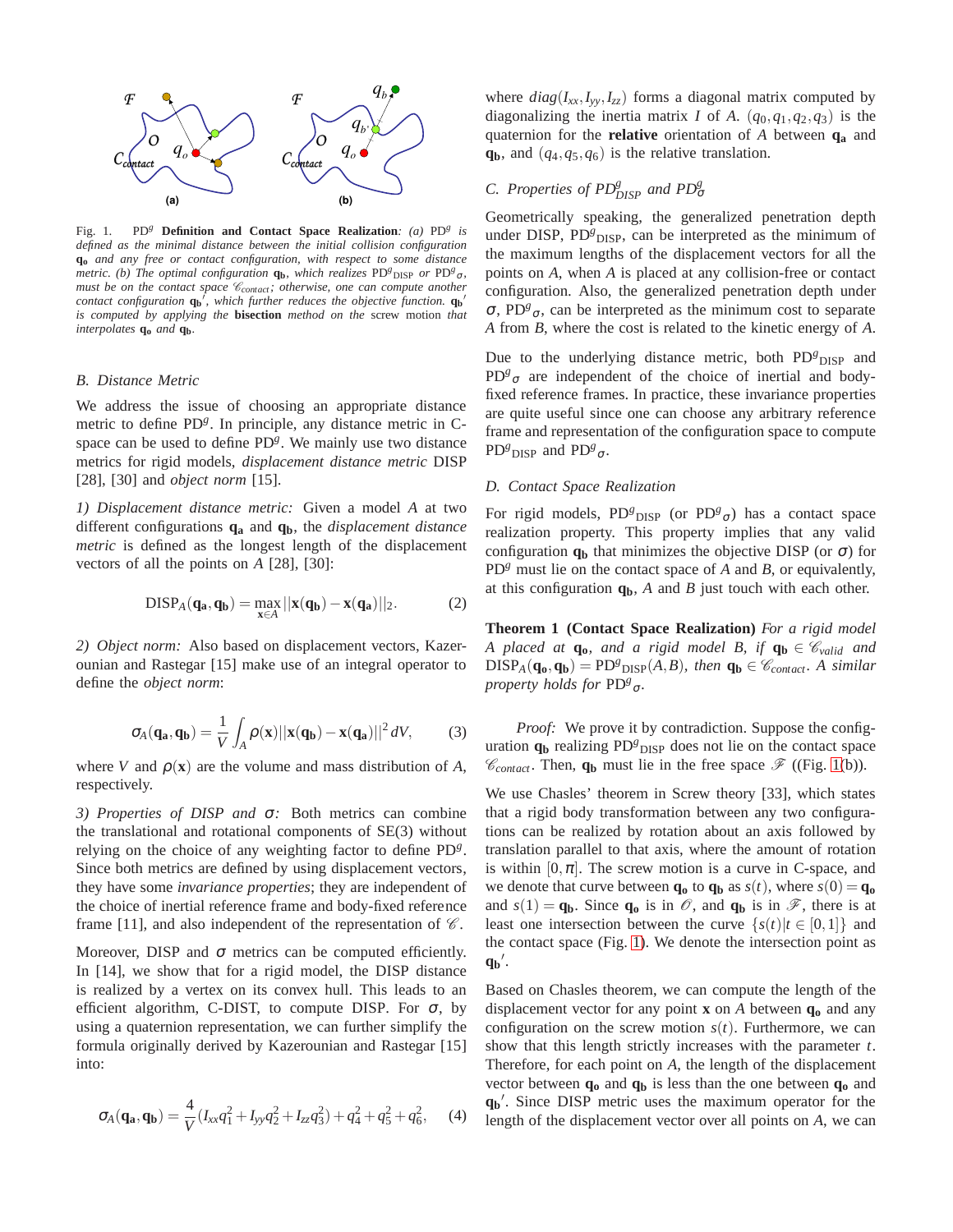Fig. 1. $\mathrm{PD}^g$ **Definition and Contact Space Realization**: *(a) $\mathrm{PD}^g$ is defined as the minimal distance between the initial collision configuration $\mathbf{q_o}$ and any free or contact configuration, with respect to some distance metric. (b) The optimal configuration $\mathbf{q_b}$, which realizes $\mathrm{PD}^g{}_{\mathrm{DISP}}$ or $\mathrm{PD}^g{}_\sigma$, must be on the contact space $\mathscr{C}_{contact}$; otherwise, one can compute another contact configuration $\mathbf{q_b}'$, which further reduces the objective function. $\mathbf{q_b}'$ is computed by applying the* **bisection** *method on the* screw *motion that interpolates $\mathbf{q_o}$ and $\mathbf{q_b}$.*

### B. Distance Metric

We address the issue of choosing an appropriate distance metric to define $\mathrm{PD}^g$. In principle, any distance metric in C-space can be used to define $\mathrm{PD}^g$. We mainly use two distance metrics for rigid models, *displacement distance metric* DISP [28], [30] and *object norm* [15].

*1) Displacement distance metric:* Given a model $A$ at two different configurations $\mathbf{q_a}$ and $\mathbf{q_b}$, the *displacement distance metric* is defined as the longest length of the displacement vectors of all the points on $A$ [28], [30]:

$$\mathrm{DISP}_A(\mathbf{q_a},\mathbf{q_b}) = \max_{\mathbf{x}\in A} ||\mathbf{x}(\mathbf{q_b}) - \mathbf{x}(\mathbf{q_a})||_2. \tag{2}$$

*2) Object norm:* Also based on displacement vectors, Kazerounian and Rastegar [15] make use of an integral operator to define the *object norm*:

$$\sigma_A(\mathbf{q_a},\mathbf{q_b}) = \frac{1}{V}\int_A \rho(\mathbf{x})||\mathbf{x}(\mathbf{q_b}) - \mathbf{x}(\mathbf{q_a})||^2 dV, \tag{3}$$

where $V$ and $\rho(\mathbf{x})$ are the volume and mass distribution of $A$, respectively.

*3) Properties of DISP and $\sigma$:* Both metrics can combine the translational and rotational components of SE(3) without relying on the choice of any weighting factor to define $\mathrm{PD}^g$. Since both metrics are defined by using displacement vectors, they have some *invariance properties*; they are independent of the choice of inertial reference frame and body-fixed reference frame [11], and also independent of the representation of $\mathscr{C}$.

Moreover, DISP and $\sigma$ metrics can be computed efficiently. In [14], we show that for a rigid model, the DISP distance is realized by a vertex on its convex hull. This leads to an efficient algorithm, C-DIST, to compute DISP. For $\sigma$, by using a quaternion representation, we can further simplify the formula originally derived by Kazerounian and Rastegar [15] into:

$$\sigma_A(\mathbf{q_a},\mathbf{q_b}) = \frac{4}{V}(I_{xx}q_1^2 + I_{yy}q_2^2 + I_{zz}q_3^2) + q_4^2 + q_5^2 + q_6^2, \tag{4}$$

where $diag(I_{xx}, I_{yy}, I_{zz})$ forms a diagonal matrix computed by diagonalizing the inertia matrix $I$ of $A$. $(q_0, q_1, q_2, q_3)$ is the quaternion for the **relative** orientation of $A$ between $\mathbf{q_a}$ and $\mathbf{q_b}$, and $(q_4, q_5, q_6)$ is the relative translation.

### C. Properties of $PD^g_{DISP}$ and $PD^g_\sigma$

Geometrically speaking, the generalized penetration depth under DISP, $\mathrm{PD}^g{}_{\mathrm{DISP}}$, can be interpreted as the minimum of the maximum lengths of the displacement vectors for all the points on $A$, when $A$ is placed at any collision-free or contact configuration. Also, the generalized penetration depth under $\sigma$, $\mathrm{PD}^g{}_\sigma$, can be interpreted as the minimum cost to separate $A$ from $B$, where the cost is related to the kinetic energy of $A$.

Due to the underlying distance metric, both $\mathrm{PD}^g{}_{\mathrm{DISP}}$ and $\mathrm{PD}^g{}_\sigma$ are independent of the choice of inertial and body-fixed reference frames. In practice, these invariance properties are quite useful since one can choose any arbitrary reference frame and representation of the configuration space to compute $\mathrm{PD}^g{}_{\mathrm{DISP}}$ and $\mathrm{PD}^g{}_\sigma$.

### D. Contact Space Realization

For rigid models, $\mathrm{PD}^g{}_{\mathrm{DISP}}$ (or $\mathrm{PD}^g{}_\sigma$) has a contact space realization property. This property implies that any valid configuration $\mathbf{q_b}$ that minimizes the objective DISP (or $\sigma$) for $\mathrm{PD}^g$ must lie on the contact space of $A$ and $B$, or equivalently, at this configuration $\mathbf{q_b}$, $A$ and $B$ just touch with each other.

**Theorem 1 (Contact Space Realization)** *For a rigid model $A$ placed at $\mathbf{q_o}$, and a rigid model $B$, if $\mathbf{q_b} \in \mathscr{C}_{valid}$ and $\mathrm{DISP}_A(\mathbf{q_o},\mathbf{q_b}) = \mathrm{PD}^g{}_{\mathrm{DISP}}(A,B)$, then $\mathbf{q_b} \in \mathscr{C}_{contact}$. A similar property holds for $\mathrm{PD}^g{}_\sigma$.*

*Proof:* We prove it by contradiction. Suppose the configuration $\mathbf{q_b}$ realizing $\mathrm{PD}^g{}_{\mathrm{DISP}}$ does not lie on the contact space $\mathscr{C}_{contact}$. Then, $\mathbf{q_b}$ must lie in the free space $\mathscr{F}$ ((Fig. 1(b)).

We use Chasles' theorem in Screw theory [33], which states that a rigid body transformation between any two configurations can be realized by rotation about an axis followed by translation parallel to that axis, where the amount of rotation is within $[0,\pi]$. The screw motion is a curve in C-space, and we denote that curve between $\mathbf{q_o}$ to $\mathbf{q_b}$ as $s(t)$, where $s(0) = \mathbf{q_o}$ and $s(1) = \mathbf{q_b}$. Since $\mathbf{q_o}$ is in $\mathscr{O}$, and $\mathbf{q_b}$ is in $\mathscr{F}$, there is at least one intersection between the curve $\{s(t)|t \in [0,1]\}$ and the contact space (Fig. 1). We denote the intersection point as $\mathbf{q_b}'$.

Based on Chasles theorem, we can compute the length of the displacement vector for any point $\mathbf{x}$ on $A$ between $\mathbf{q_o}$ and any configuration on the screw motion $s(t)$. Furthermore, we can show that this length strictly increases with the parameter $t$. Therefore, for each point on $A$, the length of the displacement vector between $\mathbf{q_o}$ and $\mathbf{q_b}$ is less than the one between $\mathbf{q_o}$ and $\mathbf{q_b}'$. Since DISP metric uses the maximum operator for the length of the displacement vector over all points on $A$, we can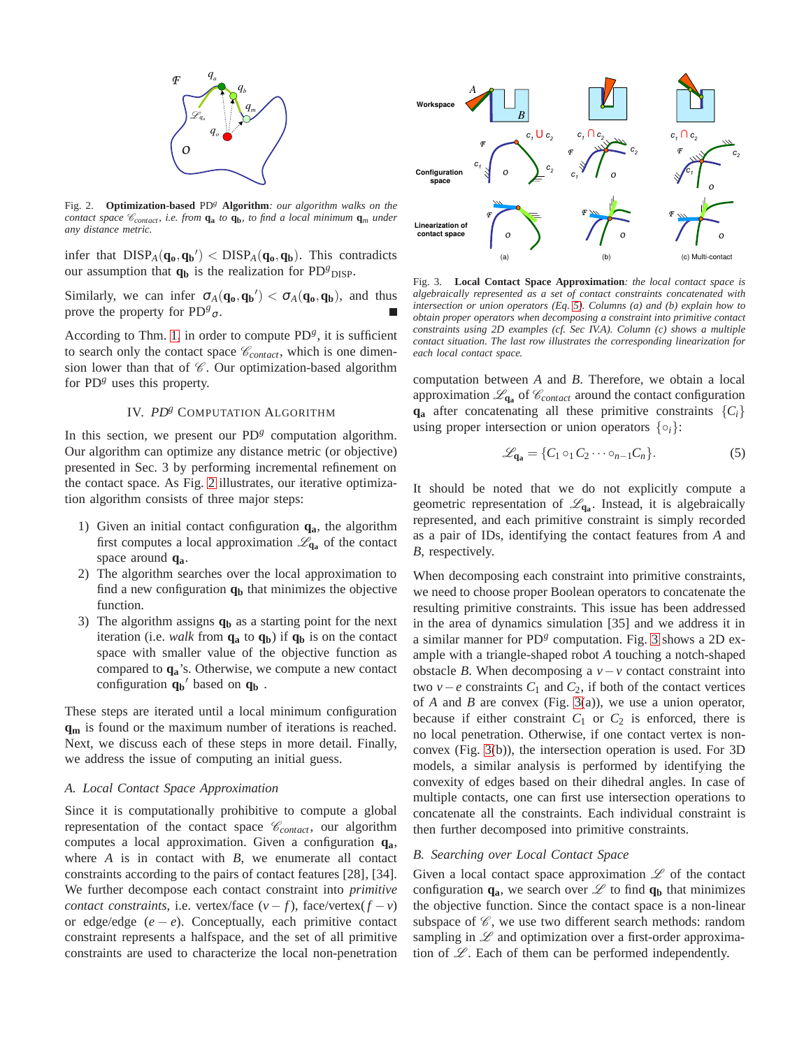Fig. 2. **Optimization-based** $\mathrm{PD}^g$ **Algorithm**: *our algorithm walks on the contact space* $\mathscr{C}_{contact}$*, i.e. from* $\mathbf{q_a}$ *to* $\mathbf{q_b}$*, to find a local minimum* $\mathbf{q}_m$ *under any distance metric.*

infer that $\mathrm{DISP}_A(\mathbf{q_o}, \mathbf{q_b}') < \mathrm{DISP}_A(\mathbf{q_o}, \mathbf{q_b})$. This contradicts our assumption that $\mathbf{q_b}$ is the realization for $\mathrm{PD}^g{}_{\mathrm{DISP}}$.

Similarly, we can infer $\sigma_A(\mathbf{q_o}, \mathbf{q_b}') < \sigma_A(\mathbf{q_o}, \mathbf{q_b})$, and thus prove the property for $\mathrm{PD}^g{}_\sigma$. ■

According to Thm. 1, in order to compute $\mathrm{PD}^g$, it is sufficient to search only the contact space $\mathscr{C}_{contact}$, which is one dimension lower than that of $\mathscr{C}$. Our optimization-based algorithm for $\mathrm{PD}^g$ uses this property.

## IV. $PD^g$ Computation Algorithm

In this section, we present our $\mathrm{PD}^g$ computation algorithm. Our algorithm can optimize any distance metric (or objective) presented in Sec. 3 by performing incremental refinement on the contact space. As Fig. 2 illustrates, our iterative optimization algorithm consists of three major steps:

1) Given an initial contact configuration $\mathbf{q_a}$, the algorithm first computes a local approximation $\mathscr{L}_{\mathbf{q_a}}$ of the contact space around $\mathbf{q_a}$.
2) The algorithm searches over the local approximation to find a new configuration $\mathbf{q_b}$ that minimizes the objective function.
3) The algorithm assigns $\mathbf{q_b}$ as a starting point for the next iteration (i.e. *walk* from $\mathbf{q_a}$ to $\mathbf{q_b}$) if $\mathbf{q_b}$ is on the contact space with smaller value of the objective function as compared to $\mathbf{q_a}$'s. Otherwise, we compute a new contact configuration $\mathbf{q_b}'$ based on $\mathbf{q_b}$ .

These steps are iterated until a local minimum configuration $\mathbf{q_m}$ is found or the maximum number of iterations is reached. Next, we discuss each of these steps in more detail. Finally, we address the issue of computing an initial guess.

### A. Local Contact Space Approximation

Since it is computationally prohibitive to compute a global representation of the contact space $\mathscr{C}_{contact}$, our algorithm computes a local approximation. Given a configuration $\mathbf{q_a}$, where $A$ is in contact with $B$, we enumerate all contact constraints according to the pairs of contact features [28], [34]. We further decompose each contact constraint into *primitive contact constraints*, i.e. vertex/face $(v-f)$, face/vertex$(f-v)$ or edge/edge $(e-e)$. Conceptually, each primitive contact constraint represents a halfspace, and the set of all primitive constraints are used to characterize the local non-penetration computation between $A$ and $B$. Therefore, we obtain a local approximation $\mathscr{L}_{\mathbf{q_a}}$ of $\mathscr{C}_{contact}$ around the contact configuration $\mathbf{q_a}$ after concatenating all these primitive constraints $\{C_i\}$ using proper intersection or union operators $\{\circ_i\}$:

$$\mathscr{L}_{\mathbf{q_a}} = \{C_1 \circ_1 C_2 \cdots \circ_{n-1} C_n\}. \tag{5}$$

Fig. 3. **Local Contact Space Approximation**: *the local contact space is algebraically represented as a set of contact constraints concatenated with intersection or union operators (Eq. 5). Columns (a) and (b) explain how to obtain proper operators when decomposing a constraint into primitive contact constraints using 2D examples (cf. Sec IV.A). Column (c) shows a multiple contact situation. The last row illustrates the corresponding linearization for each local contact space.*

It should be noted that we do not explicitly compute a geometric representation of $\mathscr{L}_{\mathbf{q_a}}$. Instead, it is algebraically represented, and each primitive constraint is simply recorded as a pair of IDs, identifying the contact features from $A$ and $B$, respectively.

When decomposing each constraint into primitive constraints, we need to choose proper Boolean operators to concatenate the resulting primitive constraints. This issue has been addressed in the area of dynamics simulation [35] and we address it in a similar manner for $\mathrm{PD}^g$ computation. Fig. 3 shows a 2D example with a triangle-shaped robot $A$ touching a notch-shaped obstacle $B$. When decomposing a $v-v$ contact constraint into two $v-e$ constraints $C_1$ and $C_2$, if both of the contact vertices of $A$ and $B$ are convex (Fig. 3(a)), we use a union operator, because if either constraint $C_1$ or $C_2$ is enforced, there is no local penetration. Otherwise, if one contact vertex is non-convex (Fig. 3(b)), the intersection operation is used. For 3D models, a similar analysis is performed by identifying the convexity of edges based on their dihedral angles. In case of multiple contacts, one can first use intersection operations to concatenate all the constraints. Each individual constraint is then further decomposed into primitive constraints.

### B. Searching over Local Contact Space

Given a local contact space approximation $\mathscr{L}$ of the contact configuration $\mathbf{q_a}$, we search over $\mathscr{L}$ to find $\mathbf{q_b}$ that minimizes the objective function. Since the contact space is a non-linear subspace of $\mathscr{C}$, we use two different search methods: random sampling in $\mathscr{L}$ and optimization over a first-order approximation of $\mathscr{L}$. Each of them can be performed independently.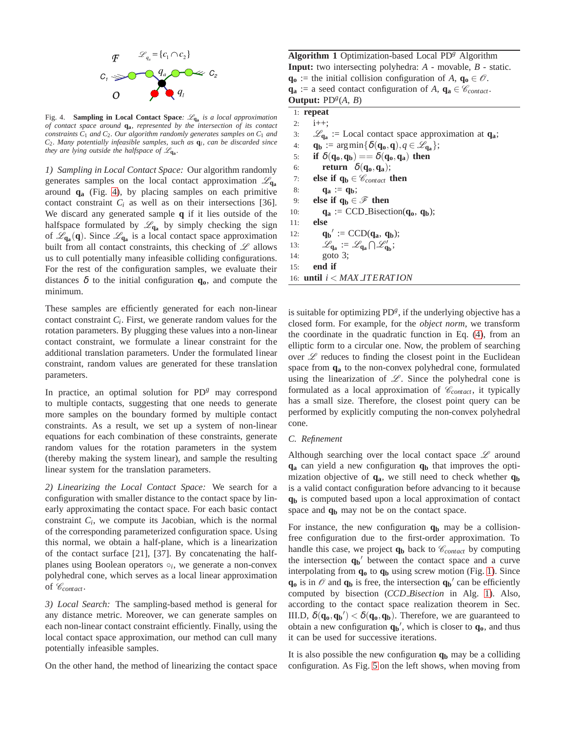Fig. 4. **Sampling in Local Contact Space**: *$\mathscr{L}_{\mathbf{q_a}}$ is a local approximation of contact space around $\mathbf{q_a}$, represented by the intersection of its contact constraints $C_1$ and $C_2$. Our algorithm randomly generates samples on $C_1$ and $C_2$. Many potentially infeasible samples, such as $\mathbf{q}_l$, can be discarded since they are lying outside the halfspace of $\mathscr{L}_{\mathbf{q_a}}$.*

*1) Sampling in Local Contact Space:* Our algorithm randomly generates samples on the local contact approximation $\mathscr{L}_{\mathbf{q_a}}$ around $\mathbf{q_a}$ (Fig. 4), by placing samples on each primitive contact constraint $C_i$ as well as on their intersections [36]. We discard any generated sample $\mathbf{q}$ if it lies outside of the halfspace formulated by $\mathscr{L}_{\mathbf{q_a}}$ by simply checking the sign of $\mathscr{L}_{\mathbf{q_a}}(\mathbf{q})$. Since $\mathscr{L}_{\mathbf{q_a}}$ is a local contact space approximation built from all contact constraints, this checking of $\mathscr{L}$ allows us to cull potentially many infeasible colliding configurations. For the rest of the configuration samples, we evaluate their distances $\delta$ to the initial configuration $\mathbf{q_o}$, and compute the minimum.

These samples are efficiently generated for each non-linear contact constraint $C_i$. First, we generate random values for the rotation parameters. By plugging these values into a non-linear contact constraint, we formulate a linear constraint for the additional translation parameters. Under the formulated linear constraint, random values are generated for these translation parameters.

In practice, an optimal solution for $\text{PD}^g$ may correspond to multiple contacts, suggesting that one needs to generate more samples on the boundary formed by multiple contact constraints. As a result, we set up a system of non-linear equations for each combination of these constraints, generate random values for the rotation parameters in the system (thereby making the system linear), and sample the resulting linear system for the translation parameters.

*2) Linearizing the Local Contact Space:* We search for a configuration with smaller distance to the contact space by linearly approximating the contact space. For each basic contact constraint $C_i$, we compute its Jacobian, which is the normal of the corresponding parameterized configuration space. Using this normal, we obtain a half-plane, which is a linearization of the contact surface [21], [37]. By concatenating the half-planes using Boolean operators $\circ_i$, we generate a non-convex polyhedral cone, which serves as a local linear approximation of $\mathscr{C}_{contact}$.

*3) Local Search:* The sampling-based method is general for any distance metric. Moreover, we can generate samples on each non-linear contact constraint efficiently. Finally, using the local contact space approximation, our method can cull many potentially infeasible samples.

On the other hand, the method of linearizing the contact space is suitable for optimizing $\text{PD}^g$, if the underlying objective has a closed form. For example, for the *object norm*, we transform the coordinate in the quadratic function in Eq. (4), from an elliptic form to a circular one. Now, the problem of searching over $\mathscr{L}$ reduces to finding the closest point in the Euclidean space from $\mathbf{q_a}$ to the non-convex polyhedral cone, formulated using the linearization of $\mathscr{L}$. Since the polyhedral cone is formulated as a local approximation of $\mathscr{C}_{contact}$, it typically has a small size. Therefore, the closest point query can be performed by explicitly computing the non-convex polyhedral cone.

**Algorithm 1** Optimization-based Local $\text{PD}^g$ Algorithm
**Input:** two intersecting polyhedra: $A$ - movable, $B$ - static.
$\mathbf{q_o}$ := the initial collision configuration of $A$, $\mathbf{q_o} \in \mathscr{O}$.
$\mathbf{q_a}$ := a seed contact configuration of $A$, $\mathbf{q_a} \in \mathscr{C}_{contact}$.
**Output:** $\text{PD}^g(A, B)$

```
1:  repeat
2:     i++;
3:     L_qa := Local contact space approximation at q_a;
4:     q_b := argmin{δ(q_o, q), q ∈ L_qa};
5:     if δ(q_o, q_b) == δ(q_o, q_a) then
6:        return δ(q_o, q_a);
7:     else if q_b ∈ C_contact then
8:        q_a := q_b;
9:     else if q_b ∈ F then
10:       q_a := CCD_Bisection(q_o, q_b);
11:    else
12:       q_b' := CCD(q_a, q_b);
13:       L_qa := L_qa ∩ L'_qb;
14:       goto 3;
15:    end if
16: until i < MAX_ITERATION
```

### C. Refinement

Although searching over the local contact space $\mathscr{L}$ around $\mathbf{q_a}$ can yield a new configuration $\mathbf{q_b}$ that improves the optimization objective of $\mathbf{q_a}$, we still need to check whether $\mathbf{q_b}$ is a valid contact configuration before advancing to it because $\mathbf{q_b}$ is computed based upon a local approximation of contact space and $\mathbf{q_b}$ may not be on the contact space.

For instance, the new configuration $\mathbf{q_b}$ may be a collision-free configuration due to the first-order approximation. To handle this case, we project $\mathbf{q_b}$ back to $\mathscr{C}_{contact}$ by computing the intersection $\mathbf{q_b}'$ between the contact space and a curve interpolating from $\mathbf{q_o}$ to $\mathbf{q_b}$ using screw motion (Fig. 1). Since $\mathbf{q_o}$ is in $\mathscr{O}$ and $\mathbf{q_b}$ is free, the intersection $\mathbf{q_b}'$ can be efficiently computed by bisection (*CCD_Bisection* in Alg. 1). Also, according to the contact space realization theorem in Sec. III.D, $\delta(\mathbf{q_o}, \mathbf{q_b}') < \delta(\mathbf{q_o}, \mathbf{q_b})$. Therefore, we are guaranteed to obtain a new configuration $\mathbf{q_b}'$, which is closer to $\mathbf{q_o}$, and thus it can be used for successive iterations.

It is also possible the new configuration $\mathbf{q_b}$ may be a colliding configuration. As Fig. 5 on the left shows, when moving from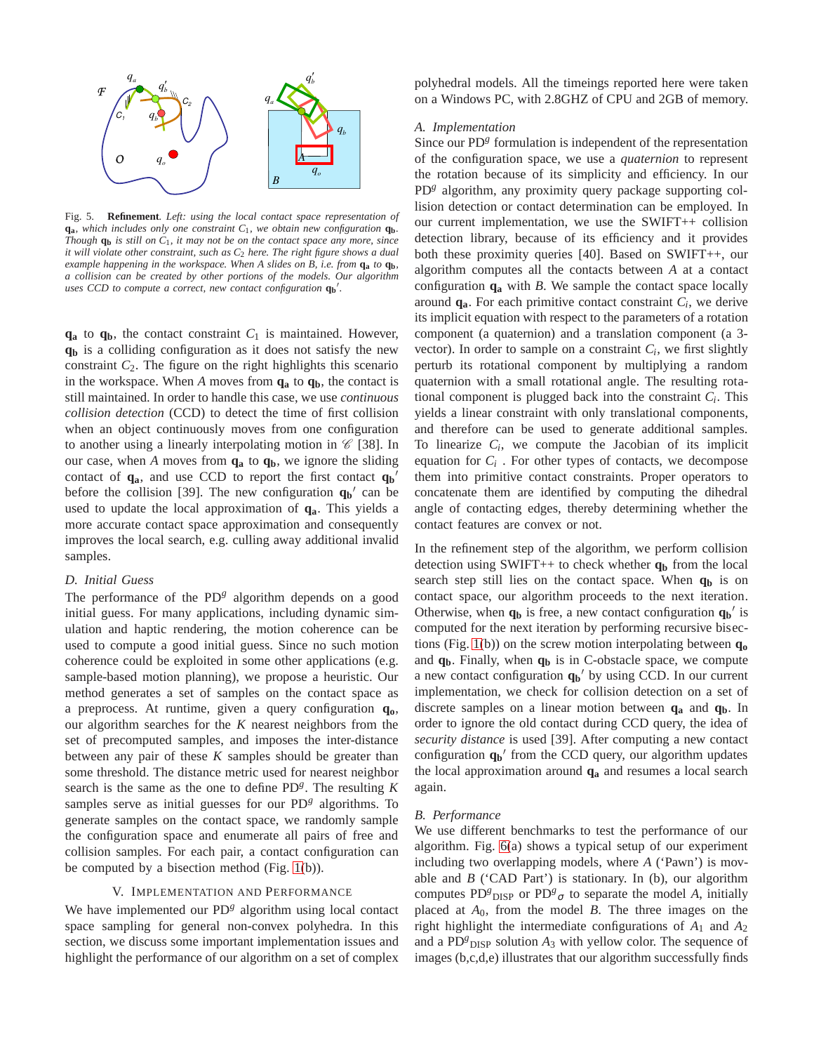Fig. 5. **Refinement**. *Left: using the local contact space representation of $\mathbf{q_a}$, which includes only one constraint $C_1$, we obtain new configuration $\mathbf{q_b}$. Though $\mathbf{q_b}$ is still on $C_1$, it may not be on the contact space any more, since it will violate other constraint, such as $C_2$ here. The right figure shows a dual example happening in the workspace. When A slides on B, i.e. from $\mathbf{q_a}$ to $\mathbf{q_b}$, a collision can be created by other portions of the models. Our algorithm uses CCD to compute a correct, new contact configuration $\mathbf{q_b}'$.*

$\mathbf{q_a}$ to $\mathbf{q_b}$, the contact constraint $C_1$ is maintained. However, $\mathbf{q_b}$ is a colliding configuration as it does not satisfy the new constraint $C_2$. The figure on the right highlights this scenario in the workspace. When $A$ moves from $\mathbf{q_a}$ to $\mathbf{q_b}$, the contact is still maintained. In order to handle this case, we use *continuous collision detection* (CCD) to detect the time of first collision when an object continuously moves from one configuration to another using a linearly interpolating motion in $\mathscr{C}$ [38]. In our case, when $A$ moves from $\mathbf{q_a}$ to $\mathbf{q_b}$, we ignore the sliding contact of $\mathbf{q_a}$, and use CCD to report the first contact $\mathbf{q_b}'$ before the collision [39]. The new configuration $\mathbf{q_b}'$ can be used to update the local approximation of $\mathbf{q_a}$. This yields a more accurate contact space approximation and consequently improves the local search, e.g. culling away additional invalid samples.

### D. Initial Guess

The performance of the PD$^g$ algorithm depends on a good initial guess. For many applications, including dynamic simulation and haptic rendering, the motion coherence can be used to compute a good initial guess. Since no such motion coherence could be exploited in some other applications (e.g. sample-based motion planning), we propose a heuristic. Our method generates a set of samples on the contact space as a preprocess. At runtime, given a query configuration $\mathbf{q_o}$, our algorithm searches for the $K$ nearest neighbors from the set of precomputed samples, and imposes the inter-distance between any pair of these $K$ samples should be greater than some threshold. The distance metric used for nearest neighbor search is the same as the one to define PD$^g$. The resulting $K$ samples serve as initial guesses for our PD$^g$ algorithms. To generate samples on the contact space, we randomly sample the configuration space and enumerate all pairs of free and collision samples. For each pair, a contact configuration can be computed by a bisection method (Fig. 1(b)).

## V. Implementation and Performance

We have implemented our PD$^g$ algorithm using local contact space sampling for general non-convex polyhedra. In this section, we discuss some important implementation issues and highlight the performance of our algorithm on a set of complex polyhedral models. All the timeings reported here were taken on a Windows PC, with 2.8GHZ of CPU and 2GB of memory.

### A. Implementation

Since our PD$^g$ formulation is independent of the representation of the configuration space, we use a *quaternion* to represent the rotation because of its simplicity and efficiency. In our PD$^g$ algorithm, any proximity query package supporting collision detection or contact determination can be employed. In our current implementation, we use the SWIFT++ collision detection library, because of its efficiency and it provides both these proximity queries [40]. Based on SWIFT++, our algorithm computes all the contacts between $A$ at a contact configuration $\mathbf{q_a}$ with $B$. We sample the contact space locally around $\mathbf{q_a}$. For each primitive contact constraint $C_i$, we derive its implicit equation with respect to the parameters of a rotation component (a quaternion) and a translation component (a 3-vector). In order to sample on a constraint $C_i$, we first slightly perturb its rotational component by multiplying a random quaternion with a small rotational angle. The resulting rotational component is plugged back into the constraint $C_i$. This yields a linear constraint with only translational components, and therefore can be used to generate additional samples. To linearize $C_i$, we compute the Jacobian of its implicit equation for $C_i$ . For other types of contacts, we decompose them into primitive contact constraints. Proper operators to concatenate them are identified by computing the dihedral angle of contacting edges, thereby determining whether the contact features are convex or not.

In the refinement step of the algorithm, we perform collision detection using SWIFT++ to check whether $\mathbf{q_b}$ from the local search step still lies on the contact space. When $\mathbf{q_b}$ is on contact space, our algorithm proceeds to the next iteration. Otherwise, when $\mathbf{q_b}$ is free, a new contact configuration $\mathbf{q_b}'$ is computed for the next iteration by performing recursive bisections (Fig. 1(b)) on the screw motion interpolating between $\mathbf{q_o}$ and $\mathbf{q_b}$. Finally, when $\mathbf{q_b}$ is in C-obstacle space, we compute a new contact configuration $\mathbf{q_b}'$ by using CCD. In our current implementation, we check for collision detection on a set of discrete samples on a linear motion between $\mathbf{q_a}$ and $\mathbf{q_b}$. In order to ignore the old contact during CCD query, the idea of *security distance* is used [39]. After computing a new contact configuration $\mathbf{q_b}'$ from the CCD query, our algorithm updates the local approximation around $\mathbf{q_a}$ and resumes a local search again.

### B. Performance

We use different benchmarks to test the performance of our algorithm. Fig. 6(a) shows a typical setup of our experiment including two overlapping models, where $A$ ('Pawn') is movable and $B$ ('CAD Part') is stationary. In (b), our algorithm computes PD$^g_{\text{DISP}}$ or PD$^g_\sigma$ to separate the model $A$, initially placed at $A_0$, from the model $B$. The three images on the right highlight the intermediate configurations of $A_1$ and $A_2$ and a PD$^g_{\text{DISP}}$ solution $A_3$ with yellow color. The sequence of images (b,c,d,e) illustrates that our algorithm successfully finds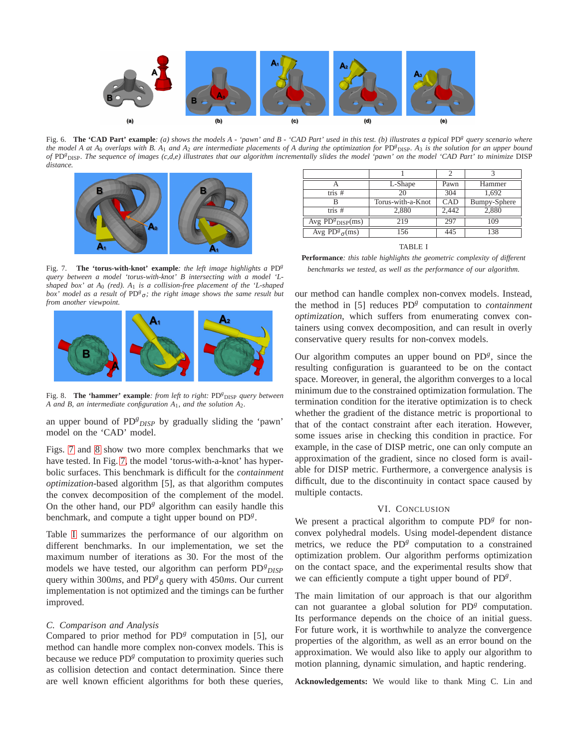Fig. 6. **The 'CAD Part' example**: *(a) shows the models A - 'pawn' and B - 'CAD Part' used in this test. (b) illustrates a typical $PD^g$ query scenario where the model A at $A_0$ overlaps with B. $A_1$ and $A_2$ are intermediate placements of A during the optimization for $PD^g_{DISP}$. $A_3$ is the solution for an upper bound of $PD^g_{DISP}$. The sequence of images (c,d,e) illustrates that our algorithm incrementally slides the model 'pawn' on the model 'CAD Part' to minimize DISP distance.*

Fig. 7. **The 'torus-with-knot' example**: *the left image highlights a $PD^g$ query between a model 'torus-with-knot' B intersecting with a model 'L-shaped box' at $A_0$ (red). $A_1$ is a collision-free placement of the 'L-shaped box' model as a result of $PD^g{}_\sigma$; the right image shows the same result but from another viewpoint.*

Fig. 8. **The 'hammer' example**: *from left to right: $PD^g_{DISP}$ query between A and B, an intermediate configuration $A_1$, and the solution $A_2$.*

an upper bound of $PD^g{}_{DISP}$ by gradually sliding the 'pawn' model on the 'CAD' model.

Figs. 7 and 8 show two more complex benchmarks that we have tested. In Fig. 7, the model 'torus-with-a-knot' has hyperbolic surfaces. This benchmark is difficult for the *containment optimization*-based algorithm [5], as that algorithm computes the convex decomposition of the complement of the model. On the other hand, our $PD^g$ algorithm can easily handle this benchmark, and compute a tight upper bound on $PD^g$.

Table I summarizes the performance of our algorithm on different benchmarks. In our implementation, we set the maximum number of iterations as 30. For the most of the models we have tested, our algorithm can perform $PD^g{}_{DISP}$ query within 300*ms*, and $PD^g{}_\delta$ query with 450*ms*. Our current implementation is not optimized and the timings can be further improved.

### C. Comparison and Analysis

Compared to prior method for $PD^g$ computation in [5], our method can handle more complex non-convex models. This is because we reduce $PD^g$ computation to proximity queries such as collision detection and contact determination. Since there are well known efficient algorithms for both these queries, our method can handle complex non-convex models. Instead, the method in [5] reduces $PD^g$ computation to *containment optimization*, which suffers from enumerating convex containers using convex decomposition, and can result in overly conservative query results for non-convex models.

|  | 1 | 2 | 3 |
|---|---|---|---|
| A | L-Shape | Pawn | Hammer |
| tris # | 20 | 304 | 1,692 |
| B | Torus-with-a-Knot | CAD | Bumpy-Sphere |
| tris # | 2,880 | 2,442 | 2,880 |
| Avg $PD^g{}_{DISP}$(ms) | 219 | 297 | 109 |
| Avg $PD^g{}_\sigma$(ms) | 156 | 445 | 138 |

TABLE I

**Performance**: *this table highlights the geometric complexity of different benchmarks we tested, as well as the performance of our algorithm.*

Our algorithm computes an upper bound on $PD^g$, since the resulting configuration is guaranteed to be on the contact space. Moreover, in general, the algorithm converges to a local minimum due to the constrained optimization formulation. The termination condition for the iterative optimization is to check whether the gradient of the distance metric is proportional to that of the contact constraint after each iteration. However, some issues arise in checking this condition in practice. For example, in the case of DISP metric, one can only compute an approximation of the gradient, since no closed form is available for DISP metric. Furthermore, a convergence analysis is difficult, due to the discontinuity in contact space caused by multiple contacts.

## VI. Conclusion

We present a practical algorithm to compute $PD^g$ for non-convex polyhedral models. Using model-dependent distance metrics, we reduce the $PD^g$ computation to a constrained optimization problem. Our algorithm performs optimization on the contact space, and the experimental results show that we can efficiently compute a tight upper bound of $PD^g$.

The main limitation of our approach is that our algorithm can not guarantee a global solution for $PD^g$ computation. Its performance depends on the choice of an initial guess. For future work, it is worthwhile to analyze the convergence properties of the algorithm, as well as an error bound on the approximation. We would also like to apply our algorithm to motion planning, dynamic simulation, and haptic rendering.

**Acknowledgements:** We would like to thank Ming C. Lin and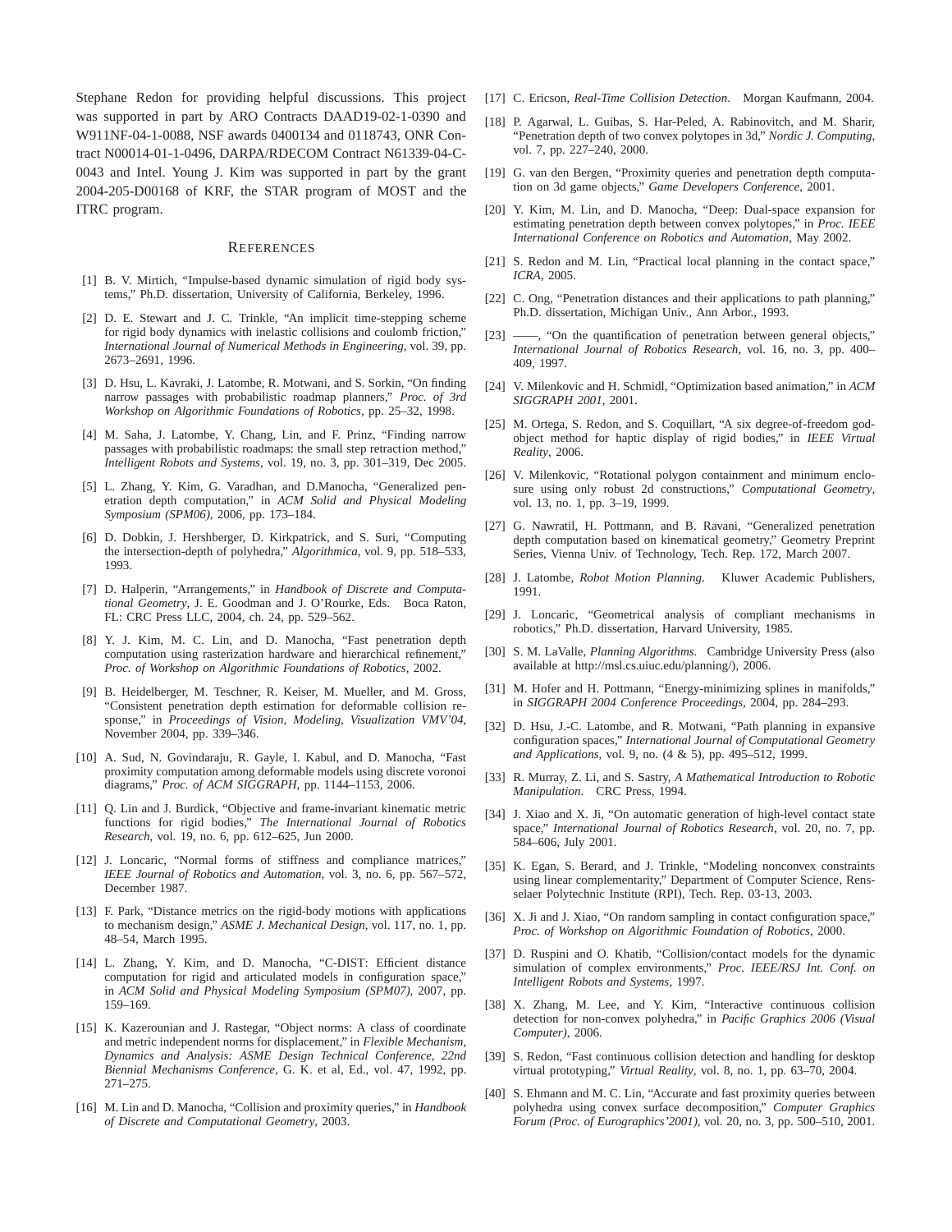Stephane Redon for providing helpful discussions. This project was supported in part by ARO Contracts DAAD19-02-1-0390 and W911NF-04-1-0088, NSF awards 0400134 and 0118743, ONR Contract N00014-01-1-0496, DARPA/RDECOM Contract N61339-04-C-0043 and Intel. Young J. Kim was supported in part by the grant 2004-205-D00168 of KRF, the STAR program of MOST and the ITRC program.

## References

[1] B. V. Mirtich, "Impulse-based dynamic simulation of rigid body systems," Ph.D. dissertation, University of California, Berkeley, 1996.

[2] D. E. Stewart and J. C. Trinkle, "An implicit time-stepping scheme for rigid body dynamics with inelastic collisions and coulomb friction," *International Journal of Numerical Methods in Engineering*, vol. 39, pp. 2673–2691, 1996.

[3] D. Hsu, L. Kavraki, J. Latombe, R. Motwani, and S. Sorkin, "On finding narrow passages with probabilistic roadmap planners," *Proc. of 3rd Workshop on Algorithmic Foundations of Robotics*, pp. 25–32, 1998.

[4] M. Saha, J. Latombe, Y. Chang, Lin, and F. Prinz, "Finding narrow passages with probabilistic roadmaps: the small step retraction method," *Intelligent Robots and Systems*, vol. 19, no. 3, pp. 301–319, Dec 2005.

[5] L. Zhang, Y. Kim, G. Varadhan, and D.Manocha, "Generalized penetration depth computation," in *ACM Solid and Physical Modeling Symposium (SPM06)*, 2006, pp. 173–184.

[6] D. Dobkin, J. Hershberger, D. Kirkpatrick, and S. Suri, "Computing the intersection-depth of polyhedra," *Algorithmica*, vol. 9, pp. 518–533, 1993.

[7] D. Halperin, "Arrangements," in *Handbook of Discrete and Computational Geometry*, J. E. Goodman and J. O'Rourke, Eds. Boca Raton, FL: CRC Press LLC, 2004, ch. 24, pp. 529–562.

[8] Y. J. Kim, M. C. Lin, and D. Manocha, "Fast penetration depth computation using rasterization hardware and hierarchical refinement," *Proc. of Workshop on Algorithmic Foundations of Robotics*, 2002.

[9] B. Heidelberger, M. Teschner, R. Keiser, M. Mueller, and M. Gross, "Consistent penetration depth estimation for deformable collision response," in *Proceedings of Vision, Modeling, Visualization VMV'04*, November 2004, pp. 339–346.

[10] A. Sud, N. Govindaraju, R. Gayle, I. Kabul, and D. Manocha, "Fast proximity computation among deformable models using discrete voronoi diagrams," *Proc. of ACM SIGGRAPH*, pp. 1144–1153, 2006.

[11] Q. Lin and J. Burdick, "Objective and frame-invariant kinematic metric functions for rigid bodies," *The International Journal of Robotics Research*, vol. 19, no. 6, pp. 612–625, Jun 2000.

[12] J. Loncaric, "Normal forms of stiffness and compliance matrices," *IEEE Journal of Robotics and Automation*, vol. 3, no. 6, pp. 567–572, December 1987.

[13] F. Park, "Distance metrics on the rigid-body motions with applications to mechanism design," *ASME J. Mechanical Design*, vol. 117, no. 1, pp. 48–54, March 1995.

[14] L. Zhang, Y. Kim, and D. Manocha, "C-DIST: Efficient distance computation for rigid and articulated models in configuration space," in *ACM Solid and Physical Modeling Symposium (SPM07)*, 2007, pp. 159–169.

[15] K. Kazerounian and J. Rastegar, "Object norms: A class of coordinate and metric independent norms for displacement," in *Flexible Mechanism, Dynamics and Analysis: ASME Design Technical Conference, 22nd Biennial Mechanisms Conference*, G. K. et al, Ed., vol. 47, 1992, pp. 271–275.

[16] M. Lin and D. Manocha, "Collision and proximity queries," in *Handbook of Discrete and Computational Geometry*, 2003.

[17] C. Ericson, *Real-Time Collision Detection*. Morgan Kaufmann, 2004.

[18] P. Agarwal, L. Guibas, S. Har-Peled, A. Rabinovitch, and M. Sharir, "Penetration depth of two convex polytopes in 3d," *Nordic J. Computing*, vol. 7, pp. 227–240, 2000.

[19] G. van den Bergen, "Proximity queries and penetration depth computation on 3d game objects," *Game Developers Conference*, 2001.

[20] Y. Kim, M. Lin, and D. Manocha, "Deep: Dual-space expansion for estimating penetration depth between convex polytopes," in *Proc. IEEE International Conference on Robotics and Automation*, May 2002.

[21] S. Redon and M. Lin, "Practical local planning in the contact space," *ICRA*, 2005.

[22] C. Ong, "Penetration distances and their applications to path planning," Ph.D. dissertation, Michigan Univ., Ann Arbor., 1993.

[23] ——, "On the quantification of penetration between general objects," *International Journal of Robotics Research*, vol. 16, no. 3, pp. 400–409, 1997.

[24] V. Milenkovic and H. Schmidl, "Optimization based animation," in *ACM SIGGRAPH 2001*, 2001.

[25] M. Ortega, S. Redon, and S. Coquillart, "A six degree-of-freedom god-object method for haptic display of rigid bodies," in *IEEE Virtual Reality*, 2006.

[26] V. Milenkovic, "Rotational polygon containment and minimum enclosure using only robust 2d constructions," *Computational Geometry*, vol. 13, no. 1, pp. 3–19, 1999.

[27] G. Nawratil, H. Pottmann, and B. Ravani, "Generalized penetration depth computation based on kinematical geometry," Geometry Preprint Series, Vienna Univ. of Technology, Tech. Rep. 172, March 2007.

[28] J. Latombe, *Robot Motion Planning*. Kluwer Academic Publishers, 1991.

[29] J. Loncaric, "Geometrical analysis of compliant mechanisms in robotics," Ph.D. dissertation, Harvard University, 1985.

[30] S. M. LaValle, *Planning Algorithms*. Cambridge University Press (also available at http://msl.cs.uiuc.edu/planning/), 2006.

[31] M. Hofer and H. Pottmann, "Energy-minimizing splines in manifolds," in *SIGGRAPH 2004 Conference Proceedings*, 2004, pp. 284–293.

[32] D. Hsu, J.-C. Latombe, and R. Motwani, "Path planning in expansive configuration spaces," *International Journal of Computational Geometry and Applications*, vol. 9, no. (4 & 5), pp. 495–512, 1999.

[33] R. Murray, Z. Li, and S. Sastry, *A Mathematical Introduction to Robotic Manipulation*. CRC Press, 1994.

[34] J. Xiao and X. Ji, "On automatic generation of high-level contact state space," *International Journal of Robotics Research*, vol. 20, no. 7, pp. 584–606, July 2001.

[35] K. Egan, S. Berard, and J. Trinkle, "Modeling nonconvex constraints using linear complementarity," Department of Computer Science, Rensselaer Polytechnic Institute (RPI), Tech. Rep. 03-13, 2003.

[36] X. Ji and J. Xiao, "On random sampling in contact configuration space," *Proc. of Workshop on Algorithmic Foundation of Robotics*, 2000.

[37] D. Ruspini and O. Khatib, "Collision/contact models for the dynamic simulation of complex environments," *Proc. IEEE/RSJ Int. Conf. on Intelligent Robots and Systems*, 1997.

[38] X. Zhang, M. Lee, and Y. Kim, "Interactive continuous collision detection for non-convex polyhedra," in *Pacific Graphics 2006 (Visual Computer)*, 2006.

[39] S. Redon, "Fast continuous collision detection and handling for desktop virtual prototyping," *Virtual Reality*, vol. 8, no. 1, pp. 63–70, 2004.

[40] S. Ehmann and M. C. Lin, "Accurate and fast proximity queries between polyhedra using convex surface decomposition," *Computer Graphics Forum (Proc. of Eurographics'2001)*, vol. 20, no. 3, pp. 500–510, 2001.